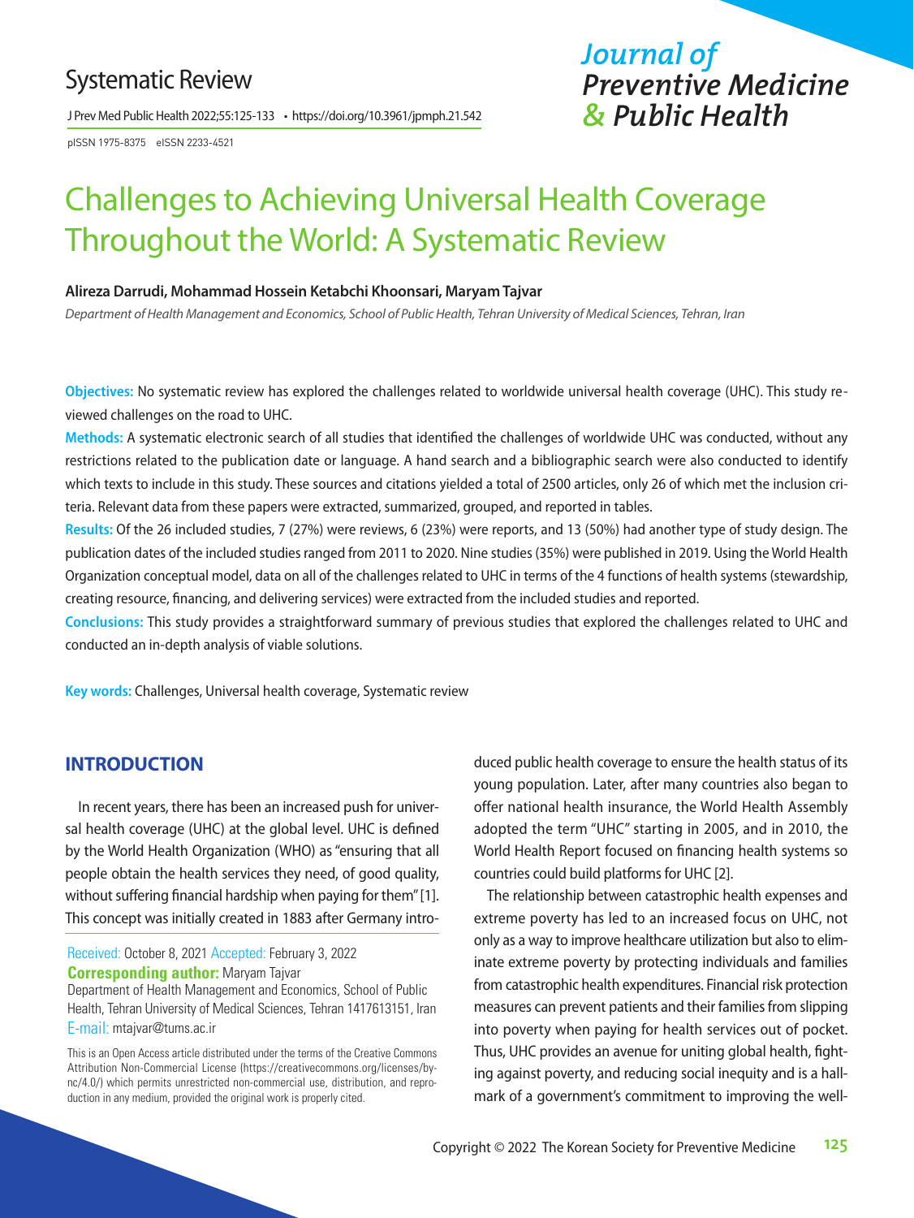Systematic Review

pISSN 1975-8375 eISSN 2233-4521

# Challenges to Achieving Universal Health Coverage Throughout the World: A Systematic Review

**Alireza Darrudi, Mohammad Hossein Ketabchi Khoonsari, Maryam Tajvar**

*Department of Health Management and Economics, School of Public Health, Tehran University of Medical Sciences, Tehran, Iran*

**Objectives:** No systematic review has explored the challenges related to worldwide universal health coverage (UHC). This study reviewed challenges on the road to UHC.

**Methods:** A systematic electronic search of all studies that identified the challenges of worldwide UHC was conducted, without any restrictions related to the publication date or language. A hand search and a bibliographic search were also conducted to identify which texts to include in this study. These sources and citations yielded a total of 2500 articles, only 26 of which met the inclusion criteria. Relevant data from these papers were extracted, summarized, grouped, and reported in tables.

**Results:** Of the 26 included studies, 7 (27%) were reviews, 6 (23%) were reports, and 13 (50%) had another type of study design. The publication dates of the included studies ranged from 2011 to 2020. Nine studies (35%) were published in 2019. Using the World Health Organization conceptual model, data on all of the challenges related to UHC in terms of the 4 functions of health systems (stewardship, creating resource, financing, and delivering services) were extracted from the included studies and reported.

**Conclusions:** This study provides a straightforward summary of previous studies that explored the challenges related to UHC and conducted an in-depth analysis of viable solutions.

**Key words:** Challenges, Universal health coverage, Systematic review

## INTRODUCTION

In recent years, there has been an increased push for universal health coverage (UHC) at the global level. UHC is defined by the World Health Organization (WHO) as "ensuring that all people obtain the health services they need, of good quality, without suffering financial hardship when paying for them" [1]. This concept was initially created in 1883 after Germany introduced public health coverage to ensure the health status of its young population. Later, after many countries also began to offer national health insurance, the World Health Assembly adopted the term "UHC" starting in 2005, and in 2010, the World Health Report focused on financing health systems so countries could build platforms for UHC [2].

The relationship between catastrophic health expenses and extreme poverty has led to an increased focus on UHC, not only as a way to improve healthcare utilization but also to eliminate extreme poverty by protecting individuals and families from catastrophic health expenditures. Financial risk protection measures can prevent patients and their families from slipping into poverty when paying for health services out of pocket. Thus, UHC provides an avenue for uniting global health, fighting against poverty, and reducing social inequity and is a hallmark of a government's commitment to improving the well-

Received: October 8, 2021 Accepted: February 3, 2022

**Corresponding author:** Maryam Tajvar

Department of Health Management and Economics, School of Public Health, Tehran University of Medical Sciences, Tehran 1417613151, Iran

E-mail: mtajvar@tums.ac.ir

This is an Open Access article distributed under the terms of the Creative Commons Attribution Non-Commercial License (https://creativecommons.org/licenses/by-nc/4.0/) which permits unrestricted non-commercial use, distribution, and reproduction in any medium, provided the original work is properly cited.

Copyright © 2022 The Korean Society for Preventive Medicine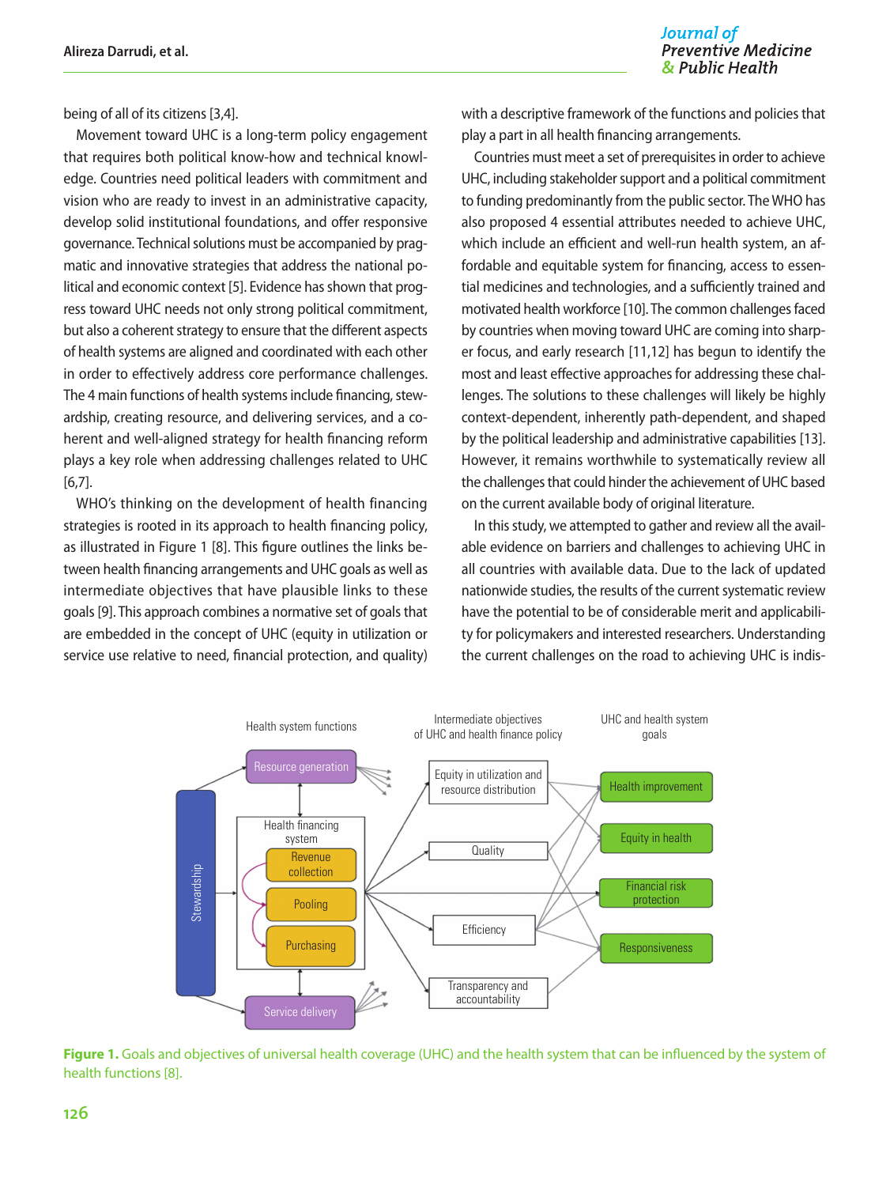being of all of its citizens [3,4].

Movement toward UHC is a long-term policy engagement that requires both political know-how and technical knowledge. Countries need political leaders with commitment and vision who are ready to invest in an administrative capacity, develop solid institutional foundations, and offer responsive governance. Technical solutions must be accompanied by pragmatic and innovative strategies that address the national political and economic context [5]. Evidence has shown that progress toward UHC needs not only strong political commitment, but also a coherent strategy to ensure that the different aspects of health systems are aligned and coordinated with each other in order to effectively address core performance challenges. The 4 main functions of health systems include financing, stewardship, creating resource, and delivering services, and a coherent and well-aligned strategy for health financing reform plays a key role when addressing challenges related to UHC [6,7].

WHO's thinking on the development of health financing strategies is rooted in its approach to health financing policy, as illustrated in Figure 1 [8]. This figure outlines the links between health financing arrangements and UHC goals as well as intermediate objectives that have plausible links to these goals [9]. This approach combines a normative set of goals that are embedded in the concept of UHC (equity in utilization or service use relative to need, financial protection, and quality) with a descriptive framework of the functions and policies that play a part in all health financing arrangements.

Countries must meet a set of prerequisites in order to achieve UHC, including stakeholder support and a political commitment to funding predominantly from the public sector. The WHO has also proposed 4 essential attributes needed to achieve UHC, which include an efficient and well-run health system, an affordable and equitable system for financing, access to essential medicines and technologies, and a sufficiently trained and motivated health workforce [10]. The common challenges faced by countries when moving toward UHC are coming into sharper focus, and early research [11,12] has begun to identify the most and least effective approaches for addressing these challenges. The solutions to these challenges will likely be highly context-dependent, inherently path-dependent, and shaped by the political leadership and administrative capabilities [13]. However, it remains worthwhile to systematically review all the challenges that could hinder the achievement of UHC based on the current available body of original literature.

In this study, we attempted to gather and review all the available evidence on barriers and challenges to achieving UHC in all countries with available data. Due to the lack of updated nationwide studies, the results of the current systematic review have the potential to be of considerable merit and applicability for policymakers and interested researchers. Understanding the current challenges on the road to achieving UHC is indis-

**Figure 1.** Goals and objectives of universal health coverage (UHC) and the health system that can be influenced by the system of health functions [8].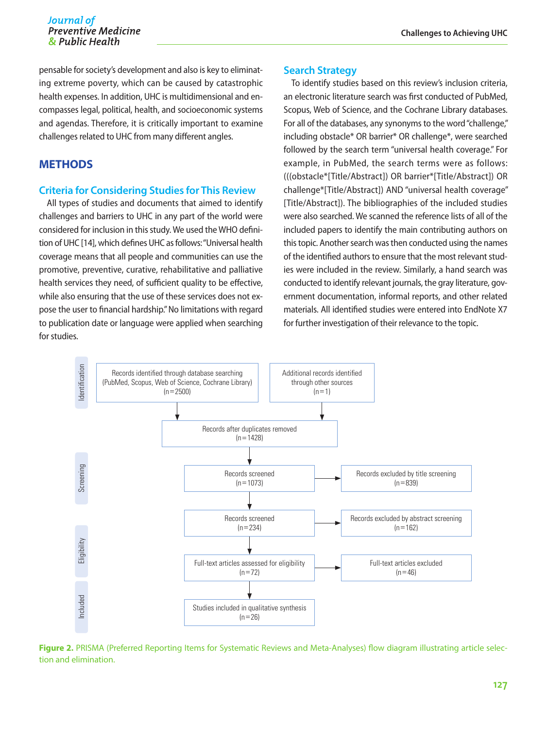pensable for society's development and also is key to eliminating extreme poverty, which can be caused by catastrophic health expenses. In addition, UHC is multidimensional and encompasses legal, political, health, and socioeconomic systems and agendas. Therefore, it is critically important to examine challenges related to UHC from many different angles.

## METHODS

### Criteria for Considering Studies for This Review

All types of studies and documents that aimed to identify challenges and barriers to UHC in any part of the world were considered for inclusion in this study. We used the WHO definition of UHC [14], which defines UHC as follows: "Universal health coverage means that all people and communities can use the promotive, preventive, curative, rehabilitative and palliative health services they need, of sufficient quality to be effective, while also ensuring that the use of these services does not expose the user to financial hardship." No limitations with regard to publication date or language were applied when searching for studies.

### Search Strategy

To identify studies based on this review's inclusion criteria, an electronic literature search was first conducted of PubMed, Scopus, Web of Science, and the Cochrane Library databases. For all of the databases, any synonyms to the word "challenge," including obstacle* OR barrier* OR challenge*, were searched followed by the search term "universal health coverage." For example, in PubMed, the search terms were as follows: (((obstacle*[Title/Abstract]) OR barrier*[Title/Abstract]) OR challenge*[Title/Abstract]) AND "universal health coverage" [Title/Abstract]). The bibliographies of the included studies were also searched. We scanned the reference lists of all of the included papers to identify the main contributing authors on this topic. Another search was then conducted using the names of the identified authors to ensure that the most relevant studies were included in the review. Similarly, a hand search was conducted to identify relevant journals, the gray literature, government documentation, informal reports, and other related materials. All identified studies were entered into EndNote X7 for further investigation of their relevance to the topic.

Identification

Records identified through database searching (PubMed, Scopus, Web of Science, Cochrane Library) (n=2500)

Additional records identified through other sources (n=1)

Records after duplicates removed (n=1428)

Screening

Records screened (n=1073) → Records excluded by title screening (n=839)

Records screened (n=234) → Records excluded by abstract screening (n=162)

Eligibility

Full-text articles assessed for eligibility (n=72) → Full-text articles excluded (n=46)

Included

Studies included in qualitative synthesis (n=26)

**Figure 2.** PRISMA (Preferred Reporting Items for Systematic Reviews and Meta-Analyses) flow diagram illustrating article selection and elimination.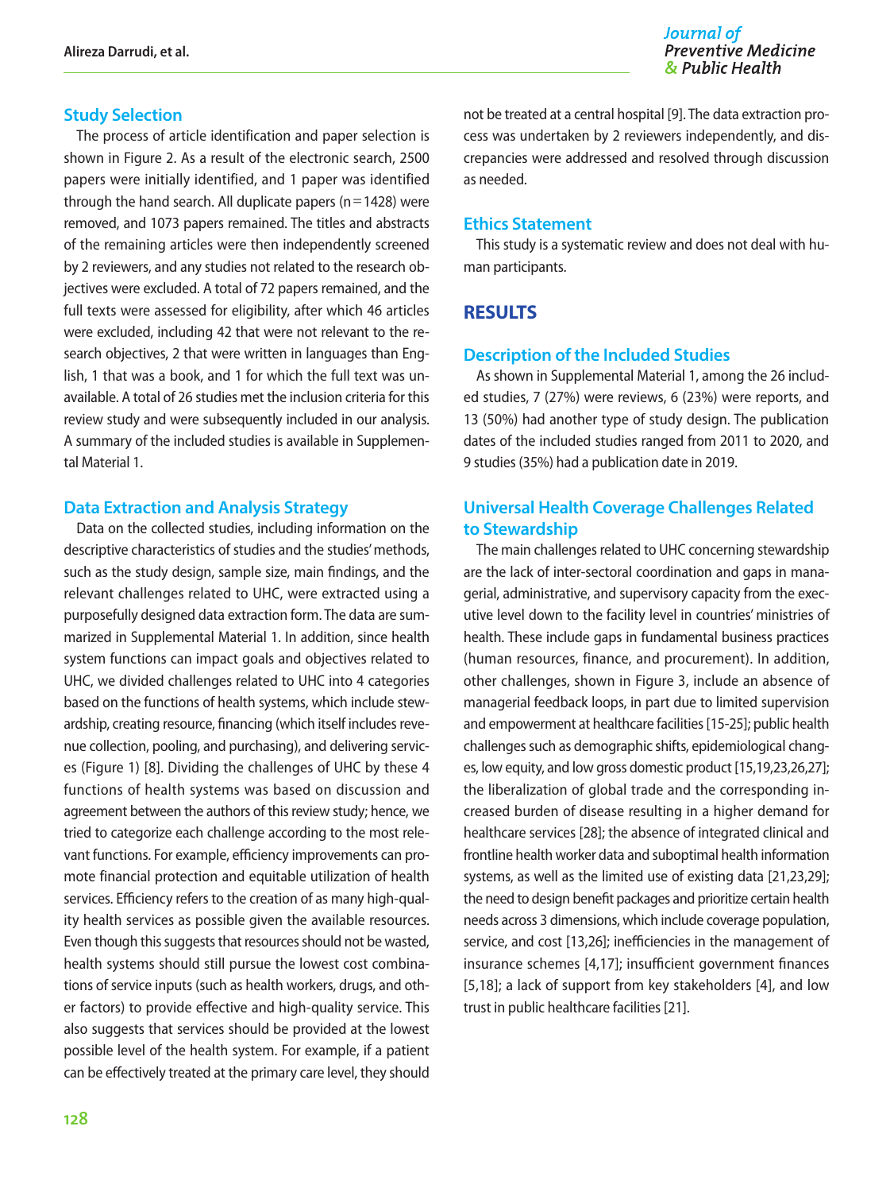### Study Selection

The process of article identification and paper selection is shown in Figure 2. As a result of the electronic search, 2500 papers were initially identified, and 1 paper was identified through the hand search. All duplicate papers (n=1428) were removed, and 1073 papers remained. The titles and abstracts of the remaining articles were then independently screened by 2 reviewers, and any studies not related to the research objectives were excluded. A total of 72 papers remained, and the full texts were assessed for eligibility, after which 46 articles were excluded, including 42 that were not relevant to the research objectives, 2 that were written in languages than English, 1 that was a book, and 1 for which the full text was unavailable. A total of 26 studies met the inclusion criteria for this review study and were subsequently included in our analysis. A summary of the included studies is available in Supplemental Material 1.

### Data Extraction and Analysis Strategy

Data on the collected studies, including information on the descriptive characteristics of studies and the studies' methods, such as the study design, sample size, main findings, and the relevant challenges related to UHC, were extracted using a purposefully designed data extraction form. The data are summarized in Supplemental Material 1. In addition, since health system functions can impact goals and objectives related to UHC, we divided challenges related to UHC into 4 categories based on the functions of health systems, which include stewardship, creating resource, financing (which itself includes revenue collection, pooling, and purchasing), and delivering services (Figure 1) [8]. Dividing the challenges of UHC by these 4 functions of health systems was based on discussion and agreement between the authors of this review study; hence, we tried to categorize each challenge according to the most relevant functions. For example, efficiency improvements can promote financial protection and equitable utilization of health services. Efficiency refers to the creation of as many high-quality health services as possible given the available resources. Even though this suggests that resources should not be wasted, health systems should still pursue the lowest cost combinations of service inputs (such as health workers, drugs, and other factors) to provide effective and high-quality service. This also suggests that services should be provided at the lowest possible level of the health system. For example, if a patient can be effectively treated at the primary care level, they should not be treated at a central hospital [9]. The data extraction process was undertaken by 2 reviewers independently, and discrepancies were addressed and resolved through discussion as needed.

### Ethics Statement

This study is a systematic review and does not deal with human participants.

## RESULTS

### Description of the Included Studies

As shown in Supplemental Material 1, among the 26 included studies, 7 (27%) were reviews, 6 (23%) were reports, and 13 (50%) had another type of study design. The publication dates of the included studies ranged from 2011 to 2020, and 9 studies (35%) had a publication date in 2019.

### Universal Health Coverage Challenges Related to Stewardship

The main challenges related to UHC concerning stewardship are the lack of inter-sectoral coordination and gaps in managerial, administrative, and supervisory capacity from the executive level down to the facility level in countries' ministries of health. These include gaps in fundamental business practices (human resources, finance, and procurement). In addition, other challenges, shown in Figure 3, include an absence of managerial feedback loops, in part due to limited supervision and empowerment at healthcare facilities [15-25]; public health challenges such as demographic shifts, epidemiological changes, low equity, and low gross domestic product [15,19,23,26,27]; the liberalization of global trade and the corresponding increased burden of disease resulting in a higher demand for healthcare services [28]; the absence of integrated clinical and frontline health worker data and suboptimal health information systems, as well as the limited use of existing data [21,23,29]; the need to design benefit packages and prioritize certain health needs across 3 dimensions, which include coverage population, service, and cost [13,26]; inefficiencies in the management of insurance schemes [4,17]; insufficient government finances [5,18]; a lack of support from key stakeholders [4], and low trust in public healthcare facilities [21].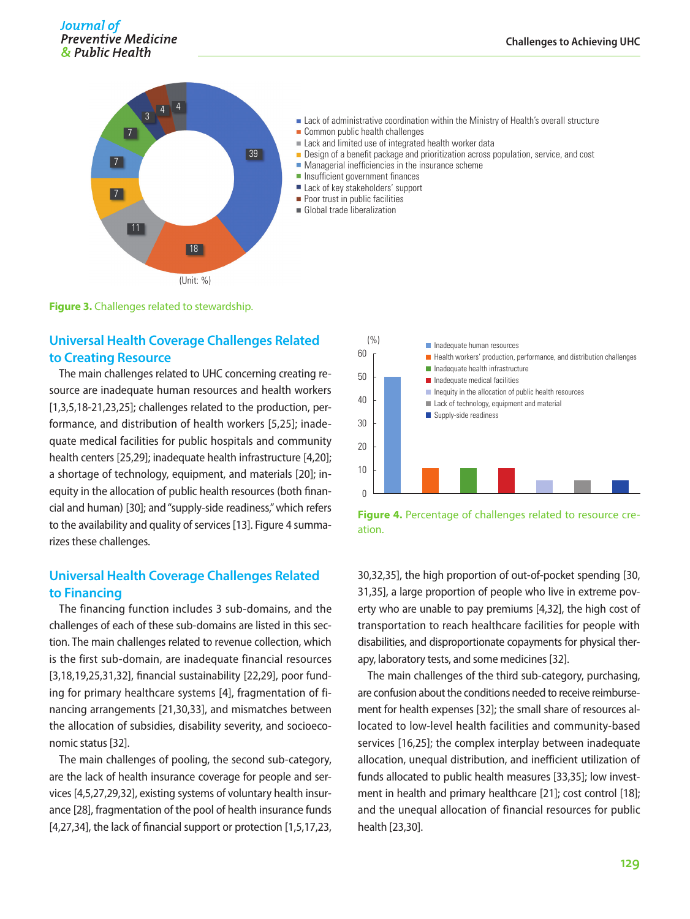(Unit: %)

Figure 3. Challenges related to stewardship.

## Universal Health Coverage Challenges Related to Creating Resource

The main challenges related to UHC concerning creating resource are inadequate human resources and health workers [1,3,5,18-21,23,25]; challenges related to the production, performance, and distribution of health workers [5,25]; inadequate medical facilities for public hospitals and community health centers [25,29]; inadequate health infrastructure [4,20]; a shortage of technology, equipment, and materials [20]; inequity in the allocation of public health resources (both financial and human) [30]; and "supply-side readiness," which refers to the availability and quality of services [13]. Figure 4 summarizes these challenges.

Figure 4. Percentage of challenges related to resource creation.

## Universal Health Coverage Challenges Related to Financing

The financing function includes 3 sub-domains, and the challenges of each of these sub-domains are listed in this section. The main challenges related to revenue collection, which is the first sub-domain, are inadequate financial resources [3,18,19,25,31,32], financial sustainability [22,29], poor funding for primary healthcare systems [4], fragmentation of financing arrangements [21,30,33], and mismatches between the allocation of subsidies, disability severity, and socioeconomic status [32].

The main challenges of pooling, the second sub-category, are the lack of health insurance coverage for people and services [4,5,27,29,32], existing systems of voluntary health insurance [28], fragmentation of the pool of health insurance funds [4,27,34], the lack of financial support or protection [1,5,17,23,30,32,35], the high proportion of out-of-pocket spending [30,31,35], a large proportion of people who live in extreme poverty who are unable to pay premiums [4,32], the high cost of transportation to reach healthcare facilities for people with disabilities, and disproportionate copayments for physical therapy, laboratory tests, and some medicines [32].

The main challenges of the third sub-category, purchasing, are confusion about the conditions needed to receive reimbursement for health expenses [32]; the small share of resources allocated to low-level health facilities and community-based services [16,25]; the complex interplay between inadequate allocation, unequal distribution, and inefficient utilization of funds allocated to public health measures [33,35]; low investment in health and primary healthcare [21]; cost control [18]; and the unequal allocation of financial resources for public health [23,30].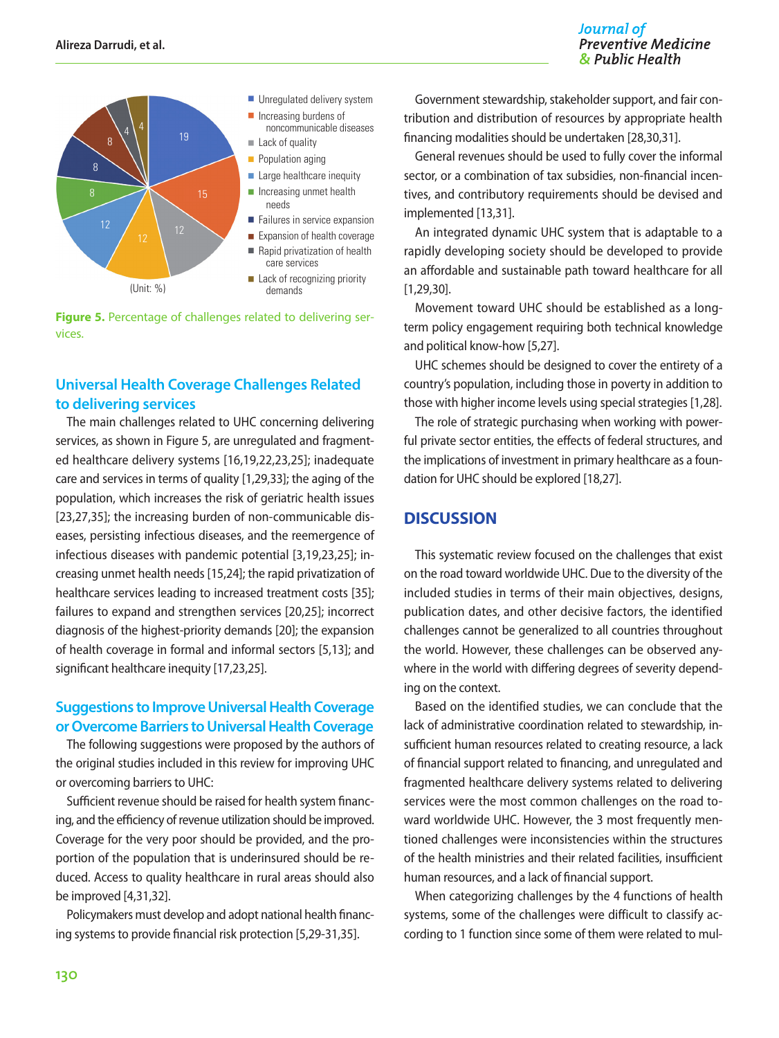**Figure 5.** Percentage of challenges related to delivering services.

## Universal Health Coverage Challenges Related to delivering services

The main challenges related to UHC concerning delivering services, as shown in Figure 5, are unregulated and fragmented healthcare delivery systems [16,19,22,23,25]; inadequate care and services in terms of quality [1,29,33]; the aging of the population, which increases the risk of geriatric health issues [23,27,35]; the increasing burden of non-communicable diseases, persisting infectious diseases, and the reemergence of infectious diseases with pandemic potential [3,19,23,25]; increasing unmet health needs [15,24]; the rapid privatization of healthcare services leading to increased treatment costs [35]; failures to expand and strengthen services [20,25]; incorrect diagnosis of the highest-priority demands [20]; the expansion of health coverage in formal and informal sectors [5,13]; and significant healthcare inequity [17,23,25].

## Suggestions to Improve Universal Health Coverage or Overcome Barriers to Universal Health Coverage

The following suggestions were proposed by the authors of the original studies included in this review for improving UHC or overcoming barriers to UHC:

Sufficient revenue should be raised for health system financing, and the efficiency of revenue utilization should be improved. Coverage for the very poor should be provided, and the proportion of the population that is underinsured should be reduced. Access to quality healthcare in rural areas should also be improved [4,31,32].

Policymakers must develop and adopt national health financing systems to provide financial risk protection [5,29-31,35].

Government stewardship, stakeholder support, and fair contribution and distribution of resources by appropriate health financing modalities should be undertaken [28,30,31].

General revenues should be used to fully cover the informal sector, or a combination of tax subsidies, non-financial incentives, and contributory requirements should be devised and implemented [13,31].

An integrated dynamic UHC system that is adaptable to a rapidly developing society should be developed to provide an affordable and sustainable path toward healthcare for all [1,29,30].

Movement toward UHC should be established as a long-term policy engagement requiring both technical knowledge and political know-how [5,27].

UHC schemes should be designed to cover the entirety of a country's population, including those in poverty in addition to those with higher income levels using special strategies [1,28].

The role of strategic purchasing when working with powerful private sector entities, the effects of federal structures, and the implications of investment in primary healthcare as a foundation for UHC should be explored [18,27].

## DISCUSSION

This systematic review focused on the challenges that exist on the road toward worldwide UHC. Due to the diversity of the included studies in terms of their main objectives, designs, publication dates, and other decisive factors, the identified challenges cannot be generalized to all countries throughout the world. However, these challenges can be observed anywhere in the world with differing degrees of severity depending on the context.

Based on the identified studies, we can conclude that the lack of administrative coordination related to stewardship, insufficient human resources related to creating resource, a lack of financial support related to financing, and unregulated and fragmented healthcare delivery systems related to delivering services were the most common challenges on the road toward worldwide UHC. However, the 3 most frequently mentioned challenges were inconsistencies within the structures of the health ministries and their related facilities, insufficient human resources, and a lack of financial support.

When categorizing challenges by the 4 functions of health systems, some of the challenges were difficult to classify according to 1 function since some of them were related to mul-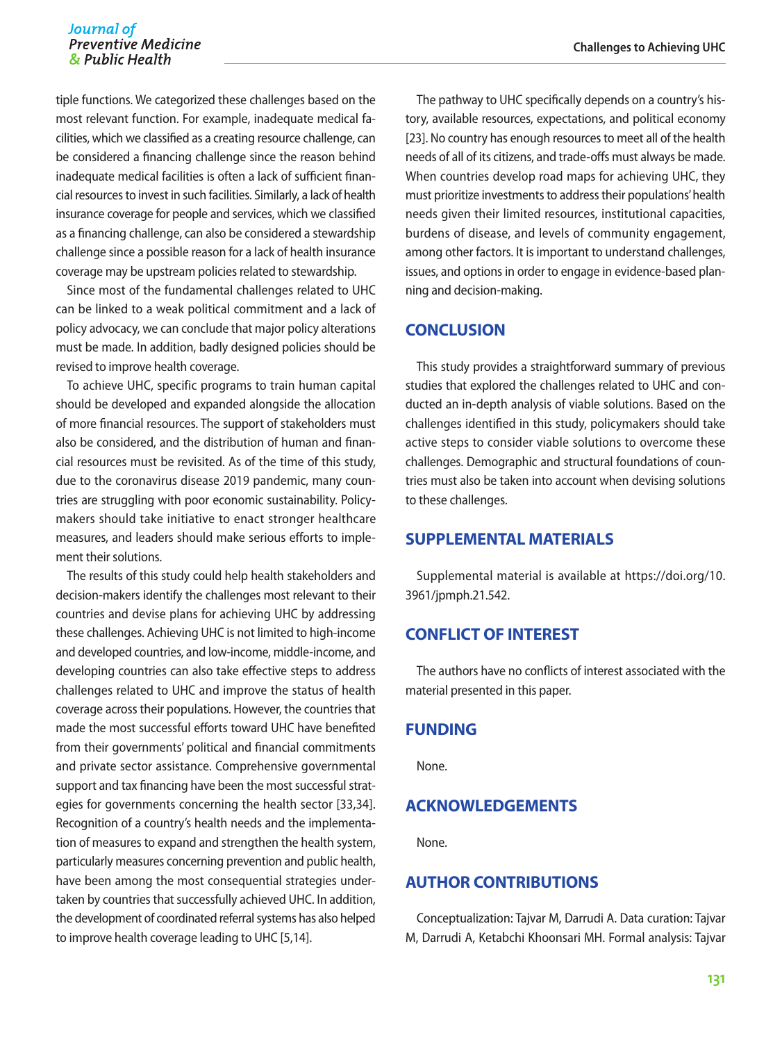tiple functions. We categorized these challenges based on the most relevant function. For example, inadequate medical facilities, which we classified as a creating resource challenge, can be considered a financing challenge since the reason behind inadequate medical facilities is often a lack of sufficient financial resources to invest in such facilities. Similarly, a lack of health insurance coverage for people and services, which we classified as a financing challenge, can also be considered a stewardship challenge since a possible reason for a lack of health insurance coverage may be upstream policies related to stewardship.

Since most of the fundamental challenges related to UHC can be linked to a weak political commitment and a lack of policy advocacy, we can conclude that major policy alterations must be made. In addition, badly designed policies should be revised to improve health coverage.

To achieve UHC, specific programs to train human capital should be developed and expanded alongside the allocation of more financial resources. The support of stakeholders must also be considered, and the distribution of human and financial resources must be revisited. As of the time of this study, due to the coronavirus disease 2019 pandemic, many countries are struggling with poor economic sustainability. Policymakers should take initiative to enact stronger healthcare measures, and leaders should make serious efforts to implement their solutions.

The results of this study could help health stakeholders and decision-makers identify the challenges most relevant to their countries and devise plans for achieving UHC by addressing these challenges. Achieving UHC is not limited to high-income and developed countries, and low-income, middle-income, and developing countries can also take effective steps to address challenges related to UHC and improve the status of health coverage across their populations. However, the countries that made the most successful efforts toward UHC have benefited from their governments' political and financial commitments and private sector assistance. Comprehensive governmental support and tax financing have been the most successful strategies for governments concerning the health sector [33,34]. Recognition of a country's health needs and the implementation of measures to expand and strengthen the health system, particularly measures concerning prevention and public health, have been among the most consequential strategies undertaken by countries that successfully achieved UHC. In addition, the development of coordinated referral systems has also helped to improve health coverage leading to UHC [5,14].

The pathway to UHC specifically depends on a country's history, available resources, expectations, and political economy [23]. No country has enough resources to meet all of the health needs of all of its citizens, and trade-offs must always be made. When countries develop road maps for achieving UHC, they must prioritize investments to address their populations' health needs given their limited resources, institutional capacities, burdens of disease, and levels of community engagement, among other factors. It is important to understand challenges, issues, and options in order to engage in evidence-based planning and decision-making.

## CONCLUSION

This study provides a straightforward summary of previous studies that explored the challenges related to UHC and conducted an in-depth analysis of viable solutions. Based on the challenges identified in this study, policymakers should take active steps to consider viable solutions to overcome these challenges. Demographic and structural foundations of countries must also be taken into account when devising solutions to these challenges.

## SUPPLEMENTAL MATERIALS

Supplemental material is available at https://doi.org/10.3961/jpmph.21.542.

## CONFLICT OF INTEREST

The authors have no conflicts of interest associated with the material presented in this paper.

## FUNDING

None.

## ACKNOWLEDGEMENTS

None.

## AUTHOR CONTRIBUTIONS

Conceptualization: Tajvar M, Darrudi A. Data curation: Tajvar M, Darrudi A, Ketabchi Khoonsari MH. Formal analysis: Tajvar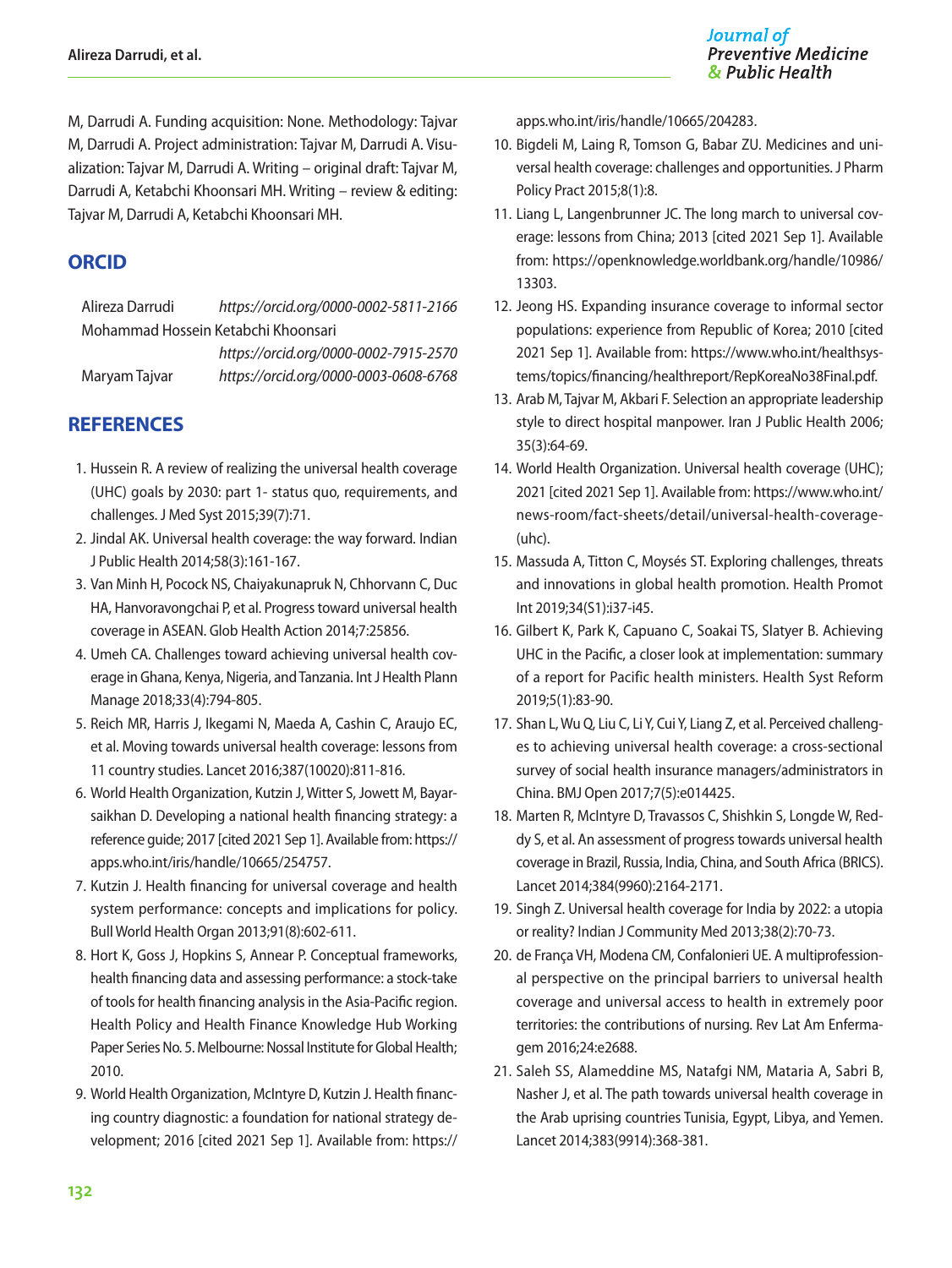M, Darrudi A. Funding acquisition: None. Methodology: Tajvar M, Darrudi A. Project administration: Tajvar M, Darrudi A. Visualization: Tajvar M, Darrudi A. Writing – original draft: Tajvar M, Darrudi A, Ketabchi Khoonsari MH. Writing – review & editing: Tajvar M, Darrudi A, Ketabchi Khoonsari MH.

## ORCID

Alireza Darrudi *https://orcid.org/0000-0002-5811-2166*
Mohammad Hossein Ketabchi Khoonsari *https://orcid.org/0000-0002-7915-2570*
Maryam Tajvar *https://orcid.org/0000-0003-0608-6768*

## REFERENCES

1. Hussein R. A review of realizing the universal health coverage (UHC) goals by 2030: part 1- status quo, requirements, and challenges. J Med Syst 2015;39(7):71.
2. Jindal AK. Universal health coverage: the way forward. Indian J Public Health 2014;58(3):161-167.
3. Van Minh H, Pocock NS, Chaiyakunapruk N, Chhorvann C, Duc HA, Hanvoravongchai P, et al. Progress toward universal health coverage in ASEAN. Glob Health Action 2014;7:25856.
4. Umeh CA. Challenges toward achieving universal health coverage in Ghana, Kenya, Nigeria, and Tanzania. Int J Health Plann Manage 2018;33(4):794-805.
5. Reich MR, Harris J, Ikegami N, Maeda A, Cashin C, Araujo EC, et al. Moving towards universal health coverage: lessons from 11 country studies. Lancet 2016;387(10020):811-816.
6. World Health Organization, Kutzin J, Witter S, Jowett M, Bayarsaikhan D. Developing a national health financing strategy: a reference guide; 2017 [cited 2021 Sep 1]. Available from: https://apps.who.int/iris/handle/10665/254757.
7. Kutzin J. Health financing for universal coverage and health system performance: concepts and implications for policy. Bull World Health Organ 2013;91(8):602-611.
8. Hort K, Goss J, Hopkins S, Annear P. Conceptual frameworks, health financing data and assessing performance: a stock-take of tools for health financing analysis in the Asia-Pacific region. Health Policy and Health Finance Knowledge Hub Working Paper Series No. 5. Melbourne: Nossal Institute for Global Health; 2010.
9. World Health Organization, McIntyre D, Kutzin J. Health financing country diagnostic: a foundation for national strategy development; 2016 [cited 2021 Sep 1]. Available from: https://apps.who.int/iris/handle/10665/204283.
10. Bigdeli M, Laing R, Tomson G, Babar ZU. Medicines and universal health coverage: challenges and opportunities. J Pharm Policy Pract 2015;8(1):8.
11. Liang L, Langenbrunner JC. The long march to universal coverage: lessons from China; 2013 [cited 2021 Sep 1]. Available from: https://openknowledge.worldbank.org/handle/10986/13303.
12. Jeong HS. Expanding insurance coverage to informal sector populations: experience from Republic of Korea; 2010 [cited 2021 Sep 1]. Available from: https://www.who.int/healthsystems/topics/financing/healthreport/RepKoreaNo38Final.pdf.
13. Arab M, Tajvar M, Akbari F. Selection an appropriate leadership style to direct hospital manpower. Iran J Public Health 2006;35(3):64-69.
14. World Health Organization. Universal health coverage (UHC); 2021 [cited 2021 Sep 1]. Available from: https://www.who.int/news-room/fact-sheets/detail/universal-health-coverage-(uhc).
15. Massuda A, Titton C, Moysés ST. Exploring challenges, threats and innovations in global health promotion. Health Promot Int 2019;34(S1):i37-i45.
16. Gilbert K, Park K, Capuano C, Soakai TS, Slatyer B. Achieving UHC in the Pacific, a closer look at implementation: summary of a report for Pacific health ministers. Health Syst Reform 2019;5(1):83-90.
17. Shan L, Wu Q, Liu C, Li Y, Cui Y, Liang Z, et al. Perceived challenges to achieving universal health coverage: a cross-sectional survey of social health insurance managers/administrators in China. BMJ Open 2017;7(5):e014425.
18. Marten R, McIntyre D, Travassos C, Shishkin S, Longde W, Reddy S, et al. An assessment of progress towards universal health coverage in Brazil, Russia, India, China, and South Africa (BRICS). Lancet 2014;384(9960):2164-2171.
19. Singh Z. Universal health coverage for India by 2022: a utopia or reality? Indian J Community Med 2013;38(2):70-73.
20. de França VH, Modena CM, Confalonieri UE. A multiprofessional perspective on the principal barriers to universal health coverage and universal access to health in extremely poor territories: the contributions of nursing. Rev Lat Am Enfermagem 2016;24:e2688.
21. Saleh SS, Alameddine MS, Natafgi NM, Mataria A, Sabri B, Nasher J, et al. The path towards universal health coverage in the Arab uprising countries Tunisia, Egypt, Libya, and Yemen. Lancet 2014;383(9914):368-381.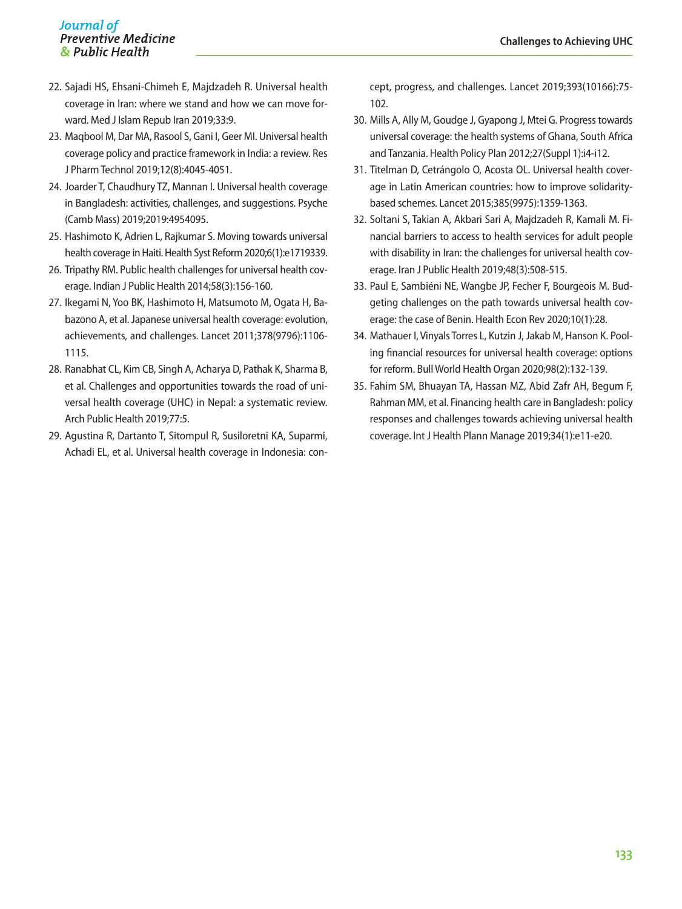22. Sajadi HS, Ehsani-Chimeh E, Majdzadeh R. Universal health coverage in Iran: where we stand and how we can move forward. Med J Islam Repub Iran 2019;33:9.
23. Maqbool M, Dar MA, Rasool S, Gani I, Geer MI. Universal health coverage policy and practice framework in India: a review. Res J Pharm Technol 2019;12(8):4045-4051.
24. Joarder T, Chaudhury TZ, Mannan I. Universal health coverage in Bangladesh: activities, challenges, and suggestions. Psyche (Camb Mass) 2019;2019:4954095.
25. Hashimoto K, Adrien L, Rajkumar S. Moving towards universal health coverage in Haiti. Health Syst Reform 2020;6(1):e1719339.
26. Tripathy RM. Public health challenges for universal health coverage. Indian J Public Health 2014;58(3):156-160.
27. Ikegami N, Yoo BK, Hashimoto H, Matsumoto M, Ogata H, Babazono A, et al. Japanese universal health coverage: evolution, achievements, and challenges. Lancet 2011;378(9796):1106-1115.
28. Ranabhat CL, Kim CB, Singh A, Acharya D, Pathak K, Sharma B, et al. Challenges and opportunities towards the road of universal health coverage (UHC) in Nepal: a systematic review. Arch Public Health 2019;77:5.
29. Agustina R, Dartanto T, Sitompul R, Susiloretni KA, Suparmi, Achadi EL, et al. Universal health coverage in Indonesia: concept, progress, and challenges. Lancet 2019;393(10166):75-102.
30. Mills A, Ally M, Goudge J, Gyapong J, Mtei G. Progress towards universal coverage: the health systems of Ghana, South Africa and Tanzania. Health Policy Plan 2012;27(Suppl 1):i4-i12.
31. Titelman D, Cetrángolo O, Acosta OL. Universal health coverage in Latin American countries: how to improve solidarity-based schemes. Lancet 2015;385(9975):1359-1363.
32. Soltani S, Takian A, Akbari Sari A, Majdzadeh R, Kamali M. Financial barriers to access to health services for adult people with disability in Iran: the challenges for universal health coverage. Iran J Public Health 2019;48(3):508-515.
33. Paul E, Sambiéni NE, Wangbe JP, Fecher F, Bourgeois M. Budgeting challenges on the path towards universal health coverage: the case of Benin. Health Econ Rev 2020;10(1):28.
34. Mathauer I, Vinyals Torres L, Kutzin J, Jakab M, Hanson K. Pooling financial resources for universal health coverage: options for reform. Bull World Health Organ 2020;98(2):132-139.
35. Fahim SM, Bhuayan TA, Hassan MZ, Abid Zafr AH, Begum F, Rahman MM, et al. Financing health care in Bangladesh: policy responses and challenges towards achieving universal health coverage. Int J Health Plann Manage 2019;34(1):e11-e20.